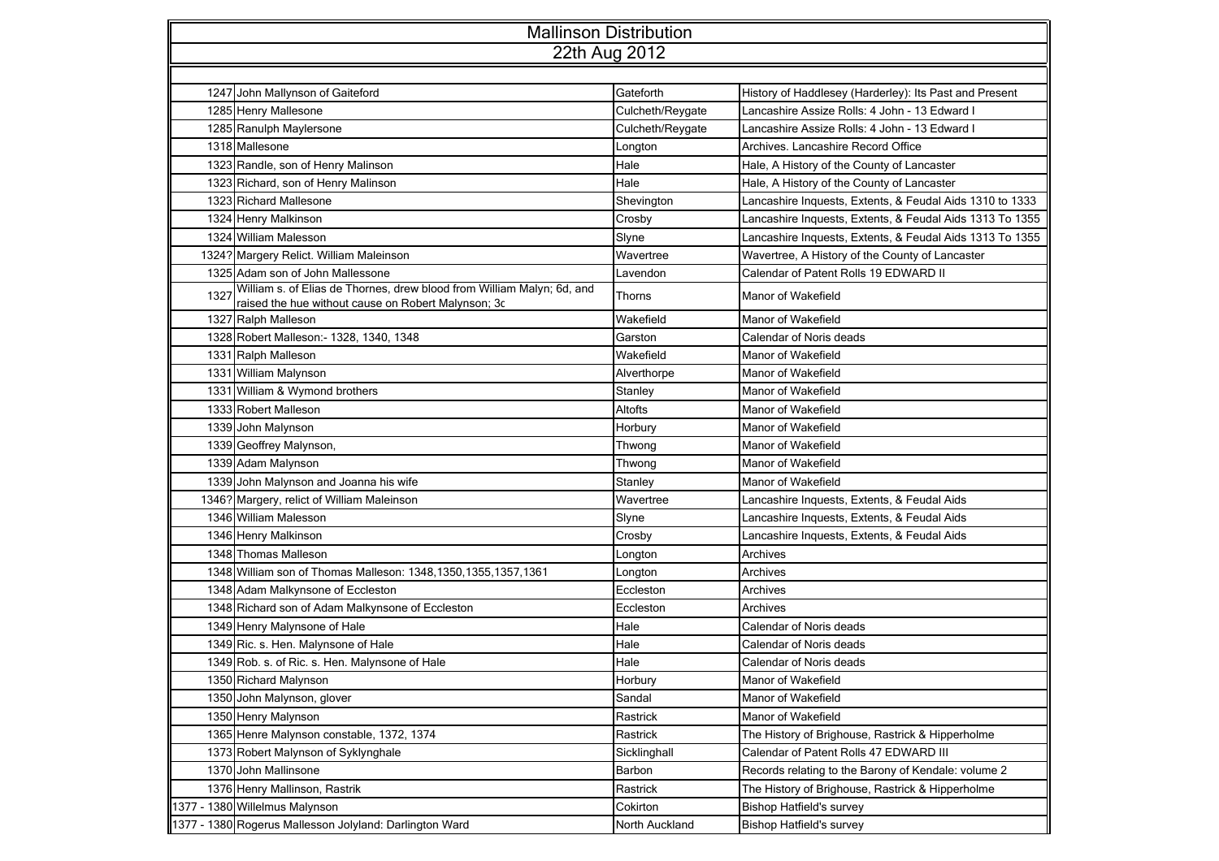# Mallinson Distribution

## 22th Aug 2012

| Year | Name | Place | Source |
|---|---|---|---|
| 1247 | John Mallynson of Gaiteford | Gateforth | History of Haddlesey (Harderley): Its Past and Present |
| 1285 | Henry Mallesone | Culcheth/Reygate | Lancashire Assize Rolls: 4 John - 13 Edward I |
| 1285 | Ranulph Maylersone | Culcheth/Reygate | Lancashire Assize Rolls: 4 John - 13 Edward I |
| 1318 | Mallesone | Longton | Archives. Lancashire Record Office |
| 1323 | Randle, son of Henry Malinson | Hale | Hale, A History of the County of Lancaster |
| 1323 | Richard, son of Henry Malinson | Hale | Hale, A History of the County of Lancaster |
| 1323 | Richard Mallesone | Shevington | Lancashire Inquests, Extents, & Feudal Aids 1310 to 1333 |
| 1324 | Henry Malkinson | Crosby | Lancashire Inquests, Extents, & Feudal Aids 1313 To 1355 |
| 1324 | William Malesson | Slyne | Lancashire Inquests, Extents, & Feudal Aids 1313 To 1355 |
| 1324? | Margery Relict. William Maleinson | Wavertree | Wavertree, A History of the County of Lancaster |
| 1325 | Adam son of John Mallessone | Lavendon | Calendar of Patent Rolls 19 EDWARD II |
| 1327 | William s. of Elias de Thornes, drew blood from William Malyn; 6d, and raised the hue without cause on Robert Malynson; 3c | Thorns | Manor of Wakefield |
| 1327 | Ralph Malleson | Wakefield | Manor of Wakefield |
| 1328 | Robert Malleson:- 1328, 1340, 1348 | Garston | Calendar of Noris deads |
| 1331 | Ralph Malleson | Wakefield | Manor of Wakefield |
| 1331 | William Malynson | Alverthorpe | Manor of Wakefield |
| 1331 | William & Wymond brothers | Stanley | Manor of Wakefield |
| 1333 | Robert Malleson | Altofts | Manor of Wakefield |
| 1339 | John Malynson | Horbury | Manor of Wakefield |
| 1339 | Geoffrey Malynson, | Thwong | Manor of Wakefield |
| 1339 | Adam Malynson | Thwong | Manor of Wakefield |
| 1339 | John Malynson and Joanna his wife | Stanley | Manor of Wakefield |
| 1346? | Margery, relict of William Maleinson | Wavertree | Lancashire Inquests, Extents, & Feudal Aids |
| 1346 | William Malesson | Slyne | Lancashire Inquests, Extents, & Feudal Aids |
| 1346 | Henry Malkinson | Crosby | Lancashire Inquests, Extents, & Feudal Aids |
| 1348 | Thomas Malleson | Longton | Archives |
| 1348 | William son of Thomas Malleson: 1348,1350,1355,1357,1361 | Longton | Archives |
| 1348 | Adam Malkynsone of Eccleston | Eccleston | Archives |
| 1348 | Richard son of Adam Malkynsone of Eccleston | Eccleston | Archives |
| 1349 | Henry Malynsone of Hale | Hale | Calendar of Noris deads |
| 1349 | Ric. s. Hen. Malynsone of Hale | Hale | Calendar of Noris deads |
| 1349 | Rob. s. of Ric. s. Hen. Malynsone of Hale | Hale | Calendar of Noris deads |
| 1350 | Richard Malynson | Horbury | Manor of Wakefield |
| 1350 | John Malynson, glover | Sandal | Manor of Wakefield |
| 1350 | Henry Malynson | Rastrick | Manor of Wakefield |
| 1365 | Henre Malynson constable, 1372, 1374 | Rastrick | The History of Brighouse, Rastrick & Hipperholme |
| 1373 | Robert Malynson of Syklynghale | Sicklinghall | Calendar of Patent Rolls 47 EDWARD III |
| 1370 | John Mallinsone | Barbon | Records relating to the Barony of Kendale: volume 2 |
| 1376 | Henry Mallinson, Rastrik | Rastrick | The History of Brighouse, Rastrick & Hipperholme |
| 1377 - 1380 | Willelmus Malynson | Cokirton | Bishop Hatfield's survey |
| 1377 - 1380 | Rogerus Mallesson Jolyland: Darlington Ward | North Auckland | Bishop Hatfield's survey |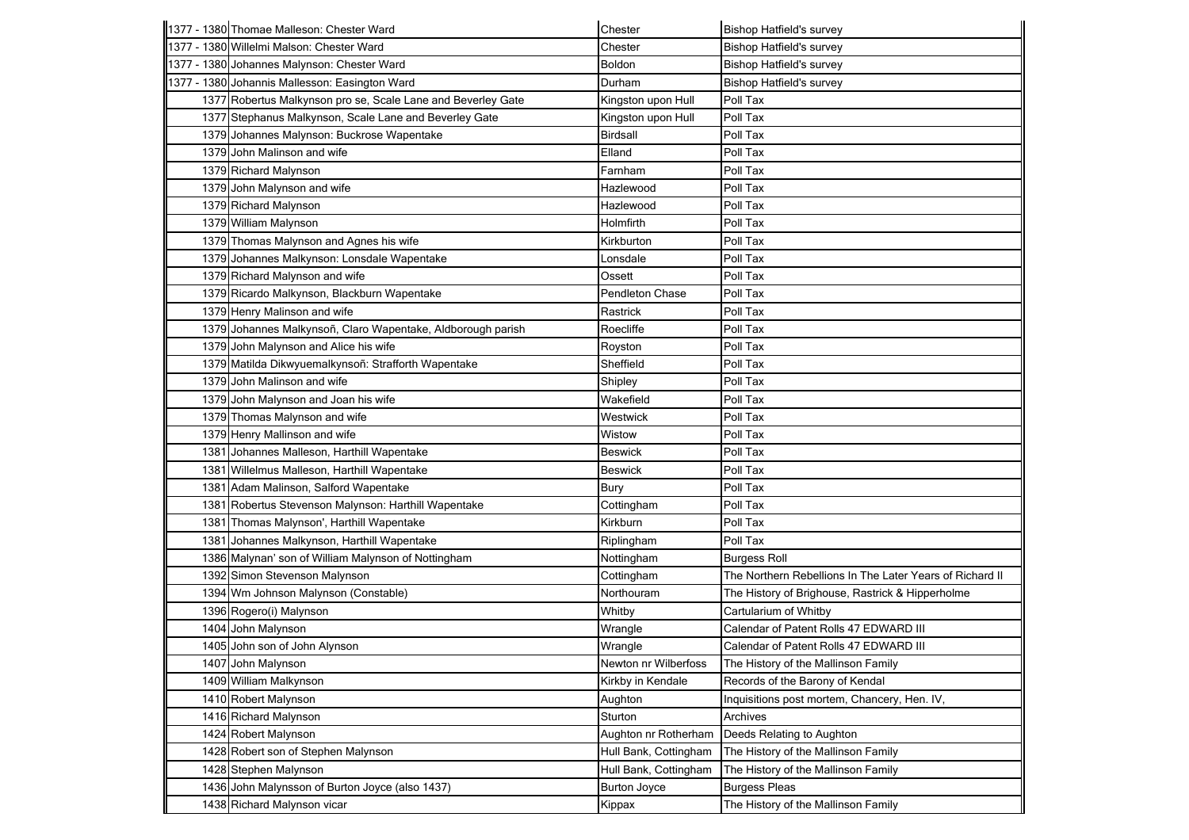| | | | |
|---|---|---|---|
| 1377 - 1380 | Thomae Malleson: Chester Ward | Chester | Bishop Hatfield's survey |
| 1377 - 1380 | Willelmi Malson: Chester Ward | Chester | Bishop Hatfield's survey |
| 1377 - 1380 | Johannes Malynson: Chester Ward | Boldon | Bishop Hatfield's survey |
| 1377 - 1380 | Johannis Mallesson: Easington Ward | Durham | Bishop Hatfield's survey |
| 1377 | Robertus Malkynson pro se, Scale Lane and Beverley Gate | Kingston upon Hull | Poll Tax |
| 1377 | Stephanus Malkynson, Scale Lane and Beverley Gate | Kingston upon Hull | Poll Tax |
| 1379 | Johannes Malynson: Buckrose Wapentake | Birdsall | Poll Tax |
| 1379 | John Malinson and wife | Elland | Poll Tax |
| 1379 | Richard Malynson | Farnham | Poll Tax |
| 1379 | John Malynson and wife | Hazlewood | Poll Tax |
| 1379 | Richard Malynson | Hazlewood | Poll Tax |
| 1379 | William Malynson | Holmfirth | Poll Tax |
| 1379 | Thomas Malynson and Agnes his wife | Kirkburton | Poll Tax |
| 1379 | Johannes Malkynson: Lonsdale Wapentake | Lonsdale | Poll Tax |
| 1379 | Richard Malynson and wife | Ossett | Poll Tax |
| 1379 | Ricardo Malkynson, Blackburn Wapentake | Pendleton Chase | Poll Tax |
| 1379 | Henry Malinson and wife | Rastrick | Poll Tax |
| 1379 | Johannes Malkynsoñ, Claro Wapentake, Aldborough parish | Roecliffe | Poll Tax |
| 1379 | John Malynson and Alice his wife | Royston | Poll Tax |
| 1379 | Matilda Dikwyuemalkynsoñ: Strafforth Wapentake | Sheffield | Poll Tax |
| 1379 | John Malinson and wife | Shipley | Poll Tax |
| 1379 | John Malynson and Joan his wife | Wakefield | Poll Tax |
| 1379 | Thomas Malynson and wife | Westwick | Poll Tax |
| 1379 | Henry Mallinson and wife | Wistow | Poll Tax |
| 1381 | Johannes Malleson, Harthill Wapentake | Beswick | Poll Tax |
| 1381 | Willelmus Malleson, Harthill Wapentake | Beswick | Poll Tax |
| 1381 | Adam Malinson, Salford Wapentake | Bury | Poll Tax |
| 1381 | Robertus Stevenson Malynson: Harthill Wapentake | Cottingham | Poll Tax |
| 1381 | Thomas Malynson', Harthill Wapentake | Kirkburn | Poll Tax |
| 1381 | Johannes Malkynson, Harthill Wapentake | Riplingham | Poll Tax |
| 1386 | Malynan' son of William Malynson of Nottingham | Nottingham | Burgess Roll |
| 1392 | Simon Stevenson Malynson | Cottingham | The Northern Rebellions In The Later Years of Richard II |
| 1394 | Wm Johnson Malynson (Constable) | Northouram | The History of Brighouse, Rastrick & Hipperholme |
| 1396 | Rogero(i) Malynson | Whitby | Cartularium of Whitby |
| 1404 | John Malynson | Wrangle | Calendar of Patent Rolls 47 EDWARD III |
| 1405 | John son of John Alynson | Wrangle | Calendar of Patent Rolls 47 EDWARD III |
| 1407 | John Malynson | Newton nr Wilberfoss | The History of the Mallinson Family |
| 1409 | William Malkynson | Kirkby in Kendale | Records of the Barony of Kendal |
| 1410 | Robert Malynson | Aughton | Inquisitions post mortem, Chancery, Hen. IV, |
| 1416 | Richard Malynson | Sturton | Archives |
| 1424 | Robert Malynson | Aughton nr Rotherham | Deeds Relating to Aughton |
| 1428 | Robert son of Stephen Malynson | Hull Bank, Cottingham | The History of the Mallinson Family |
| 1428 | Stephen Malynson | Hull Bank, Cottingham | The History of the Mallinson Family |
| 1436 | John Malynsson of Burton Joyce (also 1437) | Burton Joyce | Burgess Pleas |
| 1438 | Richard Malynson vicar | Kippax | The History of the Mallinson Family |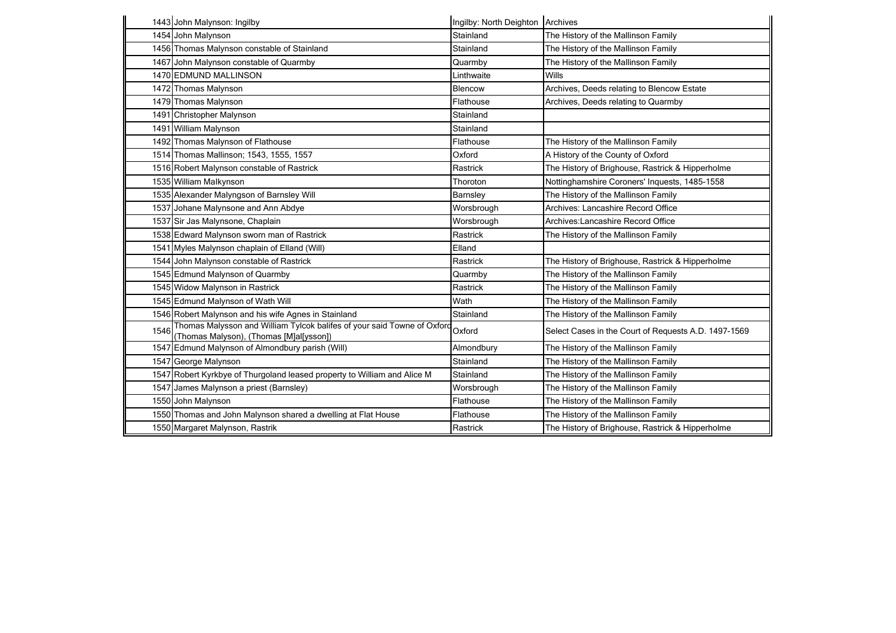| | | | |
|---|---|---|---|
| 1443 | John Malynson: Ingilby | Ingilby: North Deighton | Archives |
| 1454 | John Malynson | Stainland | The History of the Mallinson Family |
| 1456 | Thomas Malynson constable of Stainland | Stainland | The History of the Mallinson Family |
| 1467 | John Malynson constable of Quarmby | Quarmby | The History of the Mallinson Family |
| 1470 | EDMUND MALLINSON | Linthwaite | Wills |
| 1472 | Thomas Malynson | Blencow | Archives, Deeds relating to Blencow Estate |
| 1479 | Thomas Malynson | Flathouse | Archives, Deeds relating to Quarmby |
| 1491 | Christopher Malynson | Stainland | |
| 1491 | William Malynson | Stainland | |
| 1492 | Thomas Malynson of Flathouse | Flathouse | The History of the Mallinson Family |
| 1514 | Thomas Mallinson; 1543, 1555, 1557 | Oxford | A History of the County of Oxford |
| 1516 | Robert Malynson constable of Rastrick | Rastrick | The History of Brighouse, Rastrick & Hipperholme |
| 1535 | William Malkynson | Thoroton | Nottinghamshire Coroners' Inquests, 1485-1558 |
| 1535 | Alexander Malyngson of Barnsley Will | Barnsley | The History of the Mallinson Family |
| 1537 | Johane Malynsone and Ann Abdye | Worsbrough | Archives: Lancashire Record Office |
| 1537 | Sir Jas Malynsone, Chaplain | Worsbrough | Archives:Lancashire Record Office |
| 1538 | Edward Malynson sworn man of Rastrick | Rastrick | The History of the Mallinson Family |
| 1541 | Myles Malynson chaplain of Elland (Will) | Elland | |
| 1544 | John Malynson constable of Rastrick | Rastrick | The History of Brighouse, Rastrick & Hipperholme |
| 1545 | Edmund Malynson of Quarmby | Quarmby | The History of the Mallinson Family |
| 1545 | Widow Malynson in Rastrick | Rastrick | The History of the Mallinson Family |
| 1545 | Edmund Malynson of Wath Will | Wath | The History of the Mallinson Family |
| 1546 | Robert Malynson and his wife Agnes in Stainland | Stainland | The History of the Mallinson Family |
| 1546 | Thomas Malysson and William Tylcok balifes of your said Towne of Oxford (Thomas Malyson), (Thomas [M]al[ysson]) | Oxford | Select Cases in the Court of Requests A.D. 1497-1569 |
| 1547 | Edmund Malynson of Almondbury parish (Will) | Almondbury | The History of the Mallinson Family |
| 1547 | George Malynson | Stainland | The History of the Mallinson Family |
| 1547 | Robert Kyrkbye of Thurgoland leased property to William and Alice M | Stainland | The History of the Mallinson Family |
| 1547 | James Malynson a priest (Barnsley) | Worsbrough | The History of the Mallinson Family |
| 1550 | John Malynson | Flathouse | The History of the Mallinson Family |
| 1550 | Thomas and John Malynson shared a dwelling at Flat House | Flathouse | The History of the Mallinson Family |
| 1550 | Margaret Malynson, Rastrik | Rastrick | The History of Brighouse, Rastrick & Hipperholme |